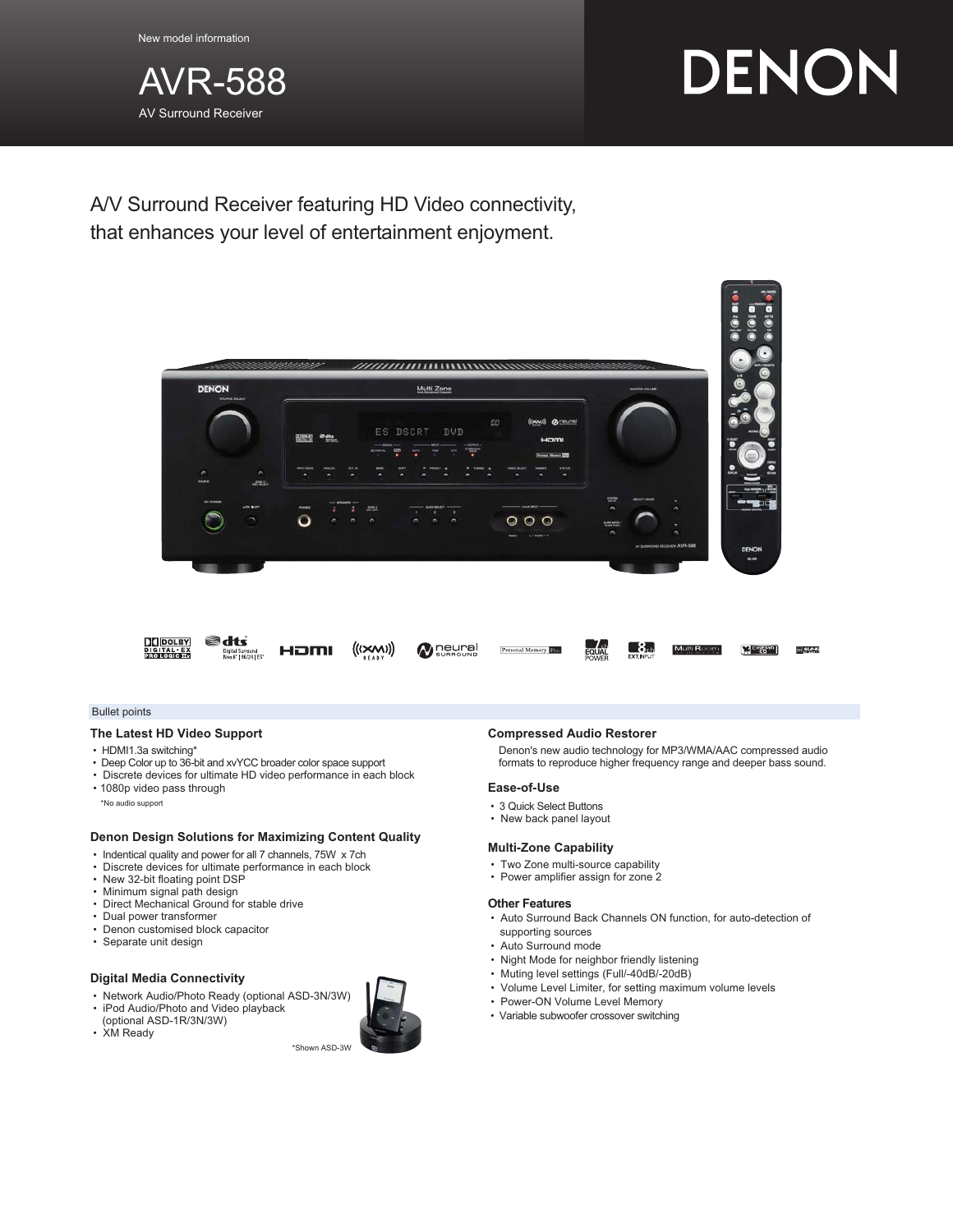New model information

# AVR-588

AV Surround Receiver

DENON

## A/V Surround Receiver featuring HD Video connectivity, that enhances your level of entertainment enjoyment.

Bullet points

### The Latest HD Video Support

- HDMI1.3a switching*
- Deep Color up to 36-bit and xvYCC broader color space support
- Discrete devices for ultimate HD video performance in each block
- 1080p video pass through

*No audio support

### Denon Design Solutions for Maximizing Content Quality

- Indentical quality and power for all 7 channels, 75W x 7ch
- Discrete devices for ultimate performance in each block
- New 32-bit floating point DSP
- Minimum signal path design
- Direct Mechanical Ground for stable drive
- Dual power transformer
- Denon customised block capacitor
- Separate unit design

### Digital Media Connectivity

- Network Audio/Photo Ready (optional ASD-3N/3W)
- iPod Audio/Photo and Video playback (optional ASD-1R/3N/3W)
- XM Ready

*Shown ASD-3W

### Compressed Audio Restorer

Denon's new audio technology for MP3/WMA/AAC compressed audio formats to reproduce higher frequency range and deeper bass sound.

### Ease-of-Use

- 3 Quick Select Buttons
- New back panel layout

### Multi-Zone Capability

- Two Zone multi-source capability
- Power amplifier assign for zone 2

### Other Features

- Auto Surround Back Channels ON function, for auto-detection of supporting sources
- Auto Surround mode
- Night Mode for neighbor friendly listening
- Muting level settings (Full/-40dB/-20dB)
- Volume Level Limiter, for setting maximum volume levels
- Power-ON Volume Level Memory
- Variable subwoofer crossover switching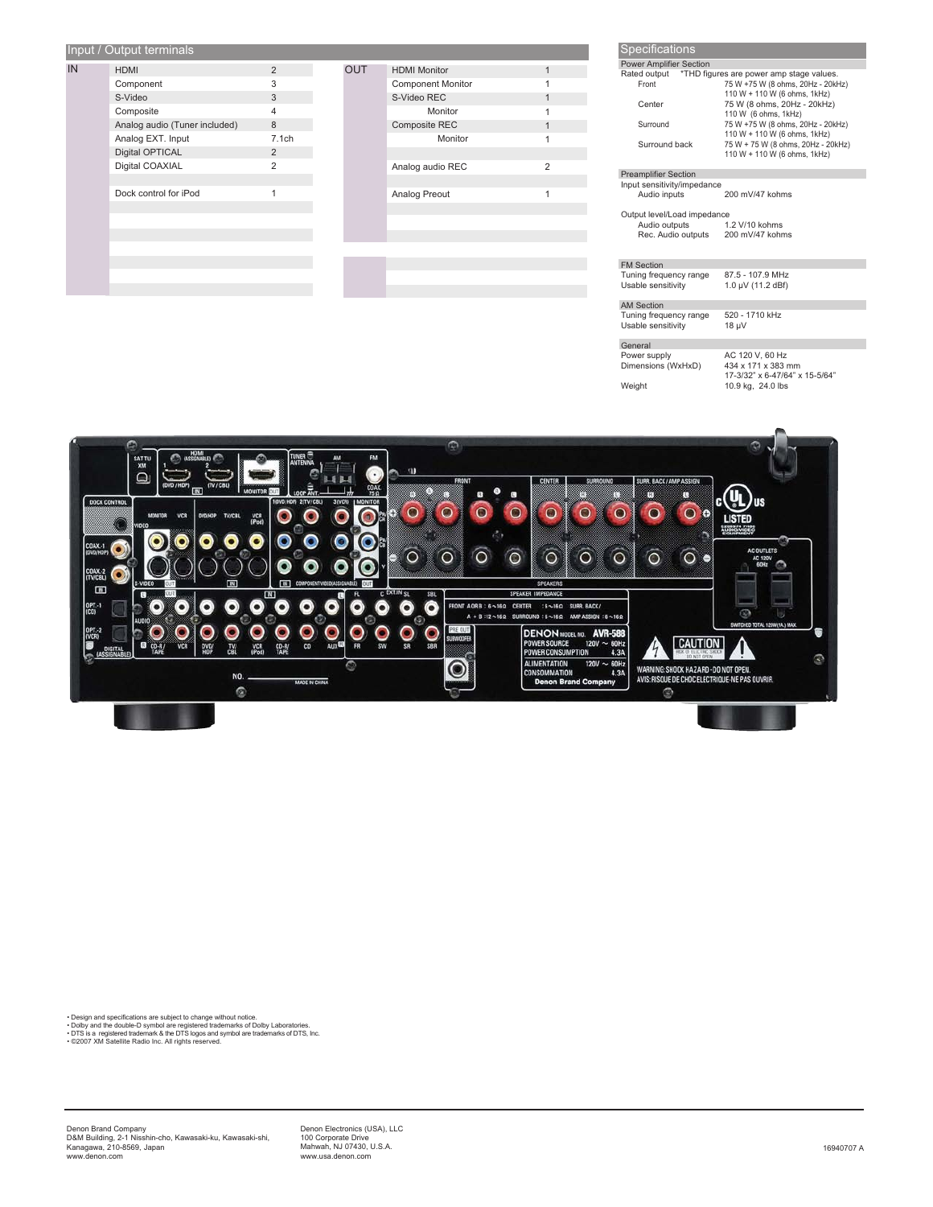## Input / Output terminals

| | | | | | |
|---|---|---|---|---|---|
| IN | HDMI | 2 | OUT | HDMI Monitor | 1 |
| | Component | 3 | | Component Monitor | 1 |
| | S-Video | 3 | | S-Video REC | 1 |
| | Composite | 4 | | Monitor | 1 |
| | Analog audio (Tuner included) | 8 | | Composite REC | 1 |
| | Analog EXT. Input | 7.1ch | | Monitor | 1 |
| | Digital OPTICAL | 2 | | | |
| | Digital COAXIAL | 2 | | Analog audio REC | 2 |
| | Dock control for iPod | 1 | | Analog Preout | 1 |

## Specifications

**Power Amplifier Section**

Rated output *THD figures are power amp stage values.

| | |
|---|---|
| Front | 75 W +75 W (8 ohms, 20Hz - 20kHz)<br>110 W + 110 W (6 ohms, 1kHz) |
| Center | 75 W (8 ohms, 20Hz - 20kHz)<br>110 W (6 ohms, 1kHz) |
| Surround | 75 W +75 W (8 ohms, 20Hz - 20kHz)<br>110 W + 110 W (6 ohms, 1kHz) |
| Surround back | 75 W + 75 W (8 ohms, 20Hz - 20kHz)<br>110 W + 110 W (6 ohms, 1kHz) |

**Preamplifier Section**

Input sensitivity/impedance

| | |
|---|---|
| Audio inputs | 200 mV/47 kohms |

Output level/Load impedance

| | |
|---|---|
| Audio outputs | 1.2 V/10 kohms |
| Rec. Audio outputs | 200 mV/47 kohms |

**FM Section**

| | |
|---|---|
| Tuning frequency range | 87.5 - 107.9 MHz |
| Usable sensitivity | 1.0 μV (11.2 dBf) |

**AM Section**

| | |
|---|---|
| Tuning frequency range | 520 - 1710 kHz |
| Usable sensitivity | 18 μV |

**General**

| | |
|---|---|
| Power supply | AC 120 V, 60 Hz |
| Dimensions (WxHxD) | 434 x 171 x 383 mm<br>17-3/32" x 6-47/64" x 15-5/64" |
| Weight | 10.9 kg, 24.0 lbs |

- Design and specifications are subject to change without notice.
- Dolby and the double-D symbol are registered trademarks of Dolby Laboratories.
- DTS is a registered trademark & the DTS logos and symbol are trademarks of DTS, Inc.
- ©2007 XM Satellite Radio Inc. All rights reserved.

Denon Brand Company
D&M Building, 2-1 Nisshin-cho, Kawasaki-ku, Kawasaki-shi,
Kanagawa, 210-8569, Japan
www.denon.com

Denon Electronics (USA), LLC
100 Corporate Drive
Mahwah, NJ 07430, U.S.A.
www.usa.denon.com

16940707 A